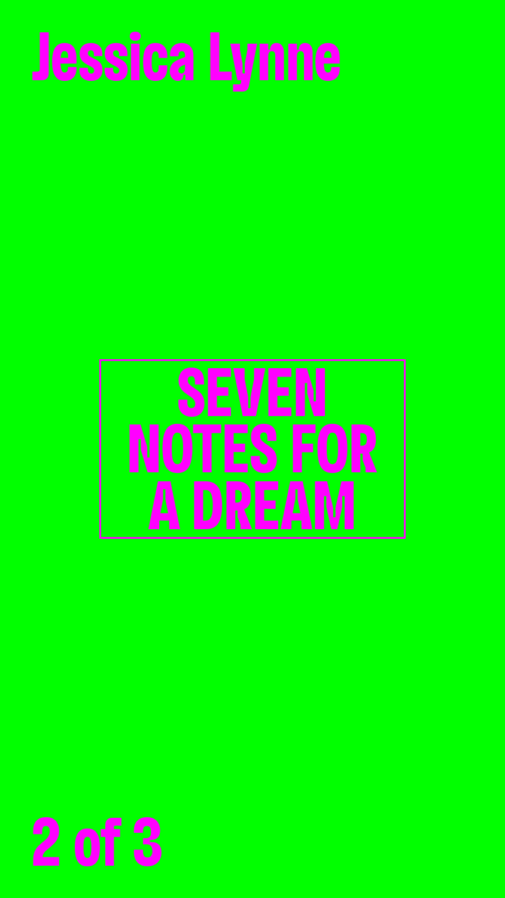Jessica Lynne

# SEVEN NOTES FOR A DREAM

2 of 3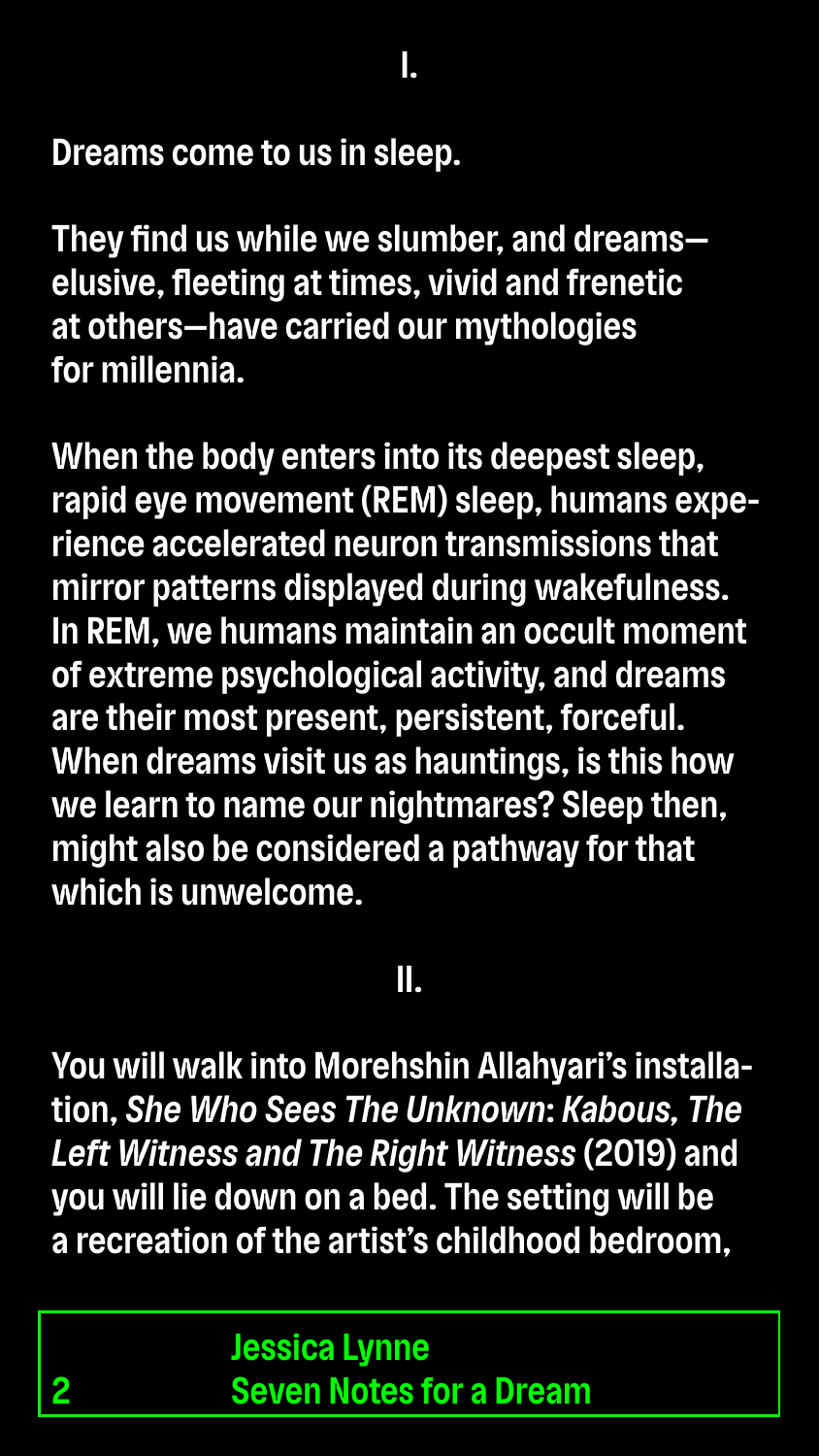## I.

Dreams come to us in sleep.

They find us while we slumber, and dreams—elusive, fleeting at times, vivid and frenetic at others—have carried our mythologies for millennia.

When the body enters into its deepest sleep, rapid eye movement (REM) sleep, humans experience accelerated neuron transmissions that mirror patterns displayed during wakefulness. In REM, we humans maintain an occult moment of extreme psychological activity, and dreams are their most present, persistent, forceful. When dreams visit us as hauntings, is this how we learn to name our nightmares? Sleep then, might also be considered a pathway for that which is unwelcome.

## II.

You will walk into Morehshin Allahyari's installation, *She Who Sees The Unknown*: *Kabous, The Left Witness and The Right Witness* (2019) and you will lie down on a bed. The setting will be a recreation of the artist's childhood bedroom,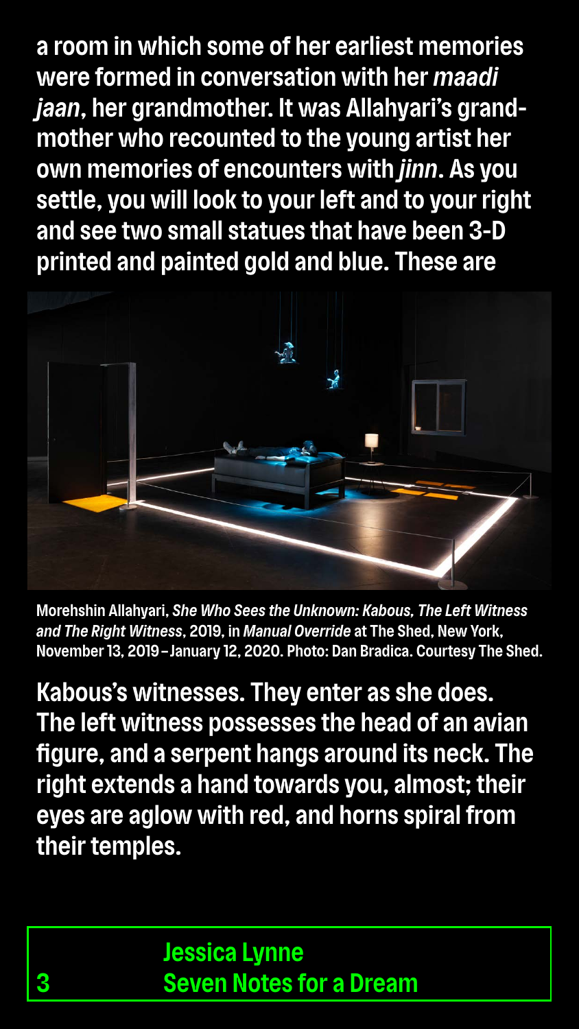a room in which some of her earliest memories were formed in conversation with her *maadi jaan*, her grandmother. It was Allahyari's grandmother who recounted to the young artist her own memories of encounters with *jinn*. As you settle, you will look to your left and to your right and see two small statues that have been 3-D printed and painted gold and blue. These are

Morehshin Allahyari, *She Who Sees the Unknown: Kabous, The Left Witness and The Right Witness*, 2019, in *Manual Override* at The Shed, New York, November 13, 2019 – January 12, 2020. Photo: Dan Bradica. Courtesy The Shed.

Kabous's witnesses. They enter as she does. The left witness possesses the head of an avian figure, and a serpent hangs around its neck. The right extends a hand towards you, almost; their eyes are aglow with red, and horns spiral from their temples.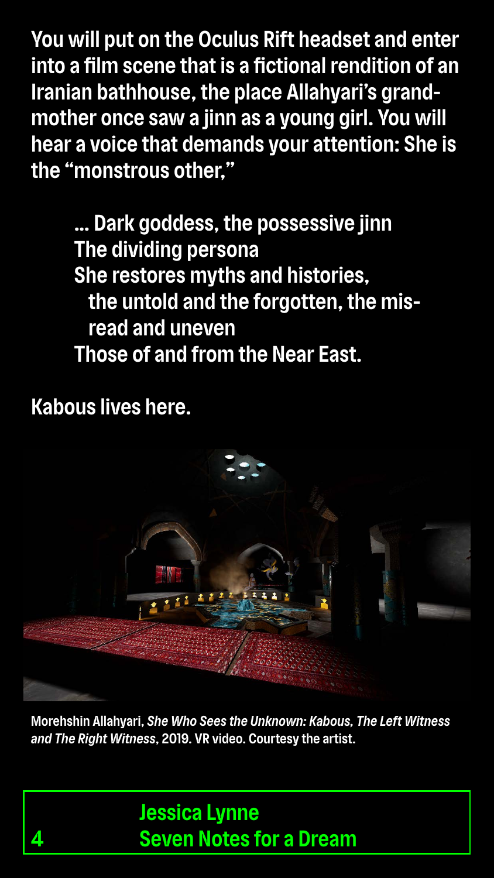You will put on the Oculus Rift headset and enter into a film scene that is a fictional rendition of an Iranian bathhouse, the place Allahyari's grandmother once saw a jinn as a young girl. You will hear a voice that demands your attention: She is the "monstrous other,"

> … Dark goddess, the possessive jinn
> The dividing persona
> She restores myths and histories,
> the untold and the forgotten, the misread and uneven
> Those of and from the Near East.

Kabous lives here.

Morehshin Allahyari, *She Who Sees the Unknown: Kabous, The Left Witness and The Right Witness*, 2019. VR video. Courtesy the artist.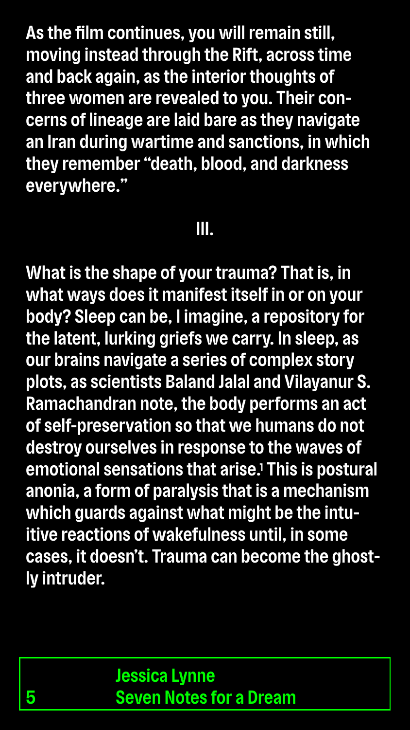As the film continues, you will remain still, moving instead through the Rift, across time and back again, as the interior thoughts of three women are revealed to you. Their concerns of lineage are laid bare as they navigate an Iran during wartime and sanctions, in which they remember "death, blood, and darkness everywhere."

## III.

What is the shape of your trauma? That is, in what ways does it manifest itself in or on your body? Sleep can be, I imagine, a repository for the latent, lurking griefs we carry. In sleep, as our brains navigate a series of complex story plots, as scientists Baland Jalal and Vilayanur S. Ramachandran note, the body performs an act of self-preservation so that we humans do not destroy ourselves in response to the waves of emotional sensations that arise.[1] This is postural anonia, a form of paralysis that is a mechanism which guards against what might be the intuitive reactions of wakefulness until, in some cases, it doesn't. Trauma can become the ghostly intruder.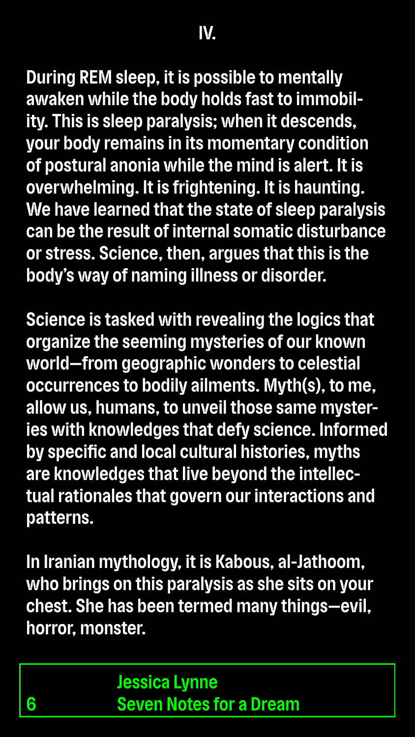## IV.

During REM sleep, it is possible to mentally awaken while the body holds fast to immobility. This is sleep paralysis; when it descends, your body remains in its momentary condition of postural anonia while the mind is alert. It is overwhelming. It is frightening. It is haunting. We have learned that the state of sleep paralysis can be the result of internal somatic disturbance or stress. Science, then, argues that this is the body's way of naming illness or disorder.

Science is tasked with revealing the logics that organize the seeming mysteries of our known world—from geographic wonders to celestial occurrences to bodily ailments. Myth(s), to me, allow us, humans, to unveil those same mysteries with knowledges that defy science. Informed by specific and local cultural histories, myths are knowledges that live beyond the intellectual rationales that govern our interactions and patterns.

In Iranian mythology, it is Kabous, al-Jathoom, who brings on this paralysis as she sits on your chest. She has been termed many things—evil, horror, monster.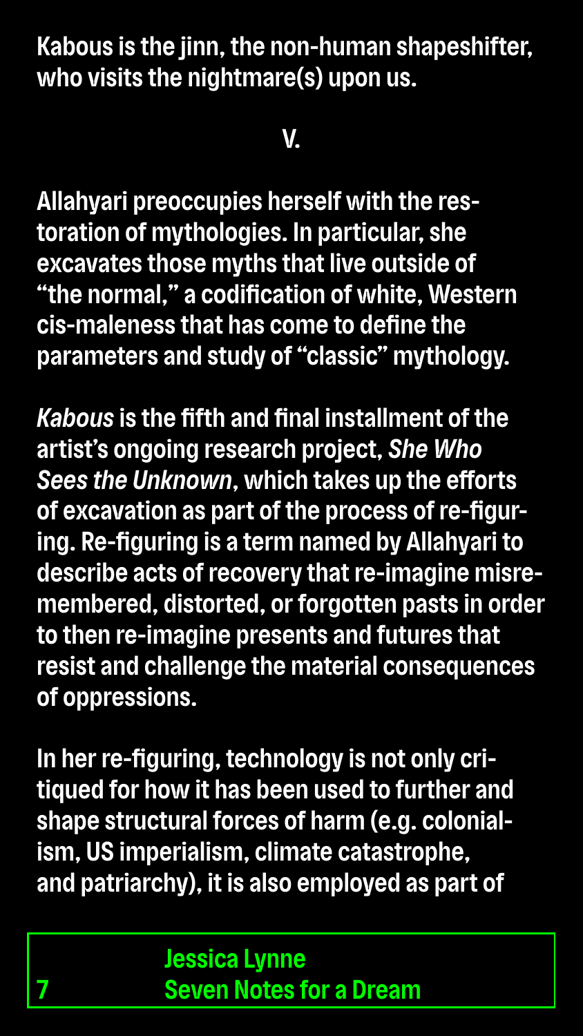Kabous is the jinn, the non-human shapeshifter, who visits the nightmare(s) upon us.

## V.

Allahyari preoccupies herself with the restoration of mythologies. In particular, she excavates those myths that live outside of "the normal," a codification of white, Western cis-maleness that has come to define the parameters and study of "classic" mythology.

*Kabous* is the fifth and final installment of the artist's ongoing research project, *She Who Sees the Unknown*, which takes up the efforts of excavation as part of the process of re-figuring. Re-figuring is a term named by Allahyari to describe acts of recovery that re-imagine misremembered, distorted, or forgotten pasts in order to then re-imagine presents and futures that resist and challenge the material consequences of oppressions.

In her re-figuring, technology is not only critiqued for how it has been used to further and shape structural forces of harm (e.g. colonialism, US imperialism, climate catastrophe, and patriarchy), it is also employed as part of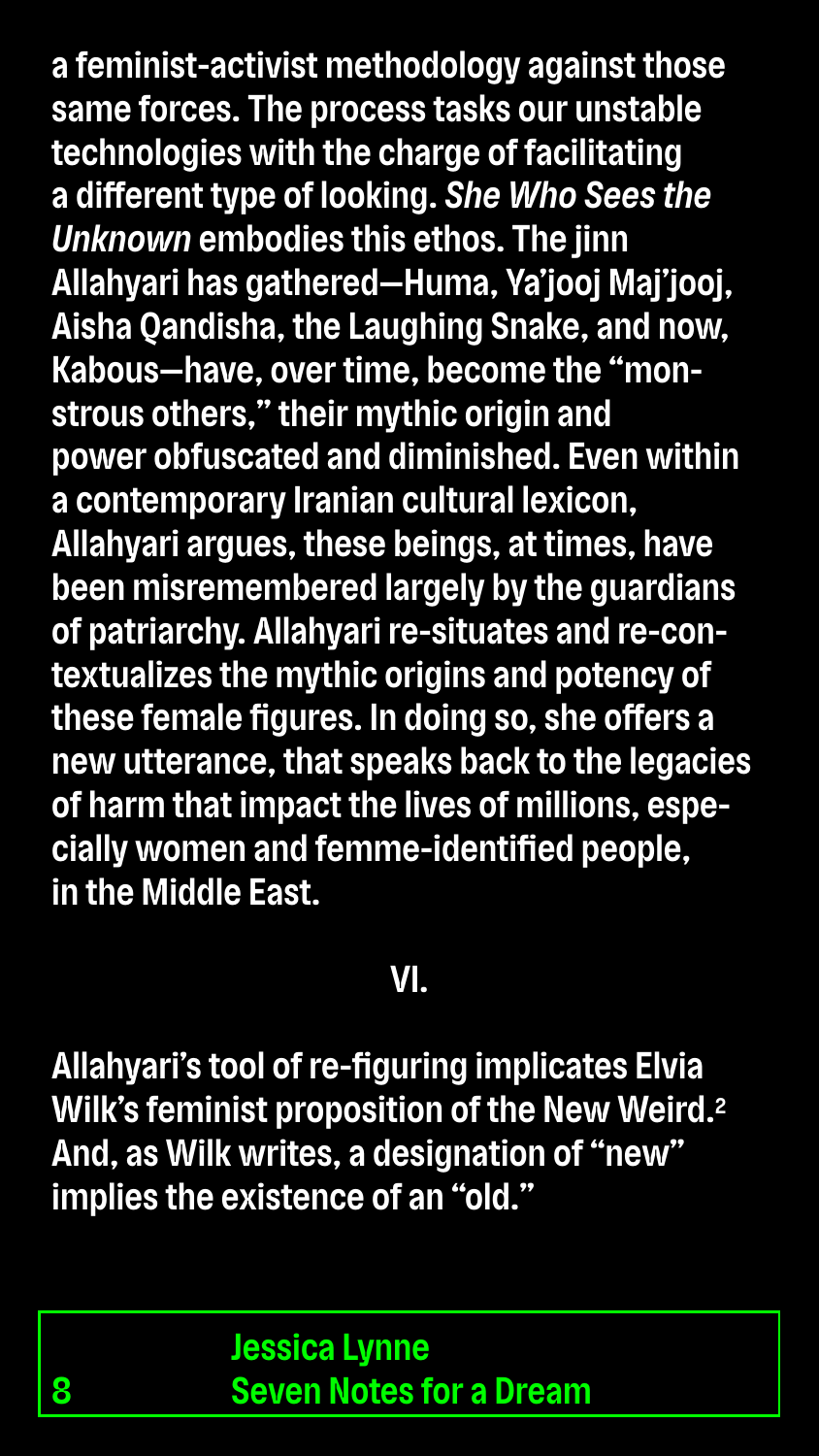a feminist-activist methodology against those same forces. The process tasks our unstable technologies with the charge of facilitating a different type of looking. *She Who Sees the Unknown* embodies this ethos. The jinn Allahyari has gathered—Huma, Ya'jooj Maj'jooj, Aisha Qandisha, the Laughing Snake, and now, Kabous—have, over time, become the "monstrous others," their mythic origin and power obfuscated and diminished. Even within a contemporary Iranian cultural lexicon, Allahyari argues, these beings, at times, have been misremembered largely by the guardians of patriarchy. Allahyari re-situates and re-contextualizes the mythic origins and potency of these female figures. In doing so, she offers a new utterance, that speaks back to the legacies of harm that impact the lives of millions, especially women and femme-identified people, in the Middle East.

## VI.

Allahyari's tool of re-figuring implicates Elvia Wilk's feminist proposition of the New Weird.[2] And, as Wilk writes, a designation of "new" implies the existence of an "old."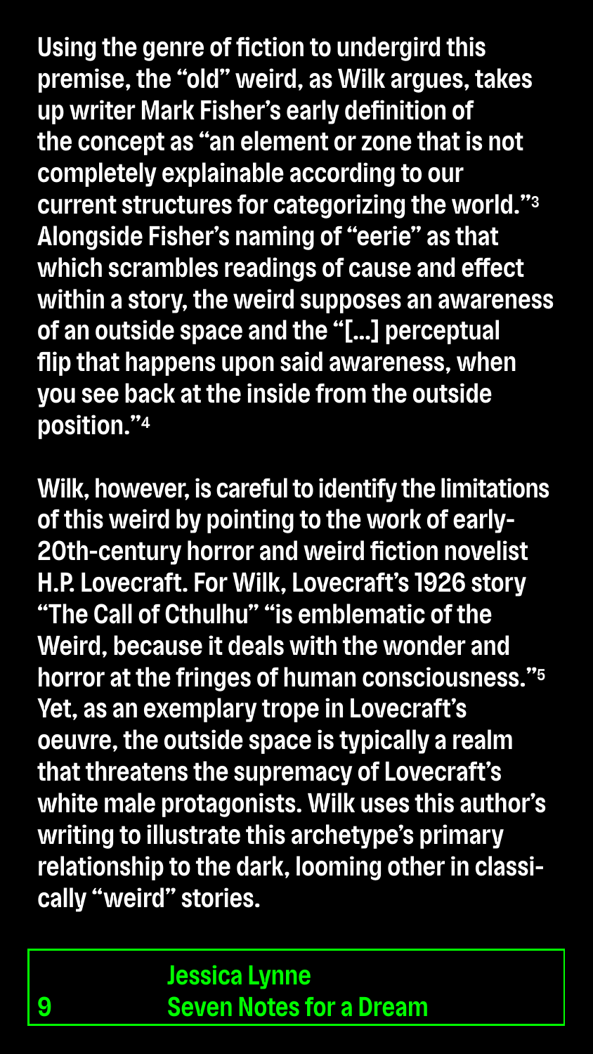Using the genre of fiction to undergird this premise, the "old" weird, as Wilk argues, takes up writer Mark Fisher's early definition of the concept as "an element or zone that is not completely explainable according to our current structures for categorizing the world."[3] Alongside Fisher's naming of "eerie" as that which scrambles readings of cause and effect within a story, the weird supposes an awareness of an outside space and the "[...] perceptual flip that happens upon said awareness, when you see back at the inside from the outside position."[4]

Wilk, however, is careful to identify the limitations of this weird by pointing to the work of early-20th-century horror and weird fiction novelist H.P. Lovecraft. For Wilk, Lovecraft's 1926 story "The Call of Cthulhu" "is emblematic of the Weird, because it deals with the wonder and horror at the fringes of human consciousness."[5] Yet, as an exemplary trope in Lovecraft's oeuvre, the outside space is typically a realm that threatens the supremacy of Lovecraft's white male protagonists. Wilk uses this author's writing to illustrate this archetype's primary relationship to the dark, looming other in classically "weird" stories.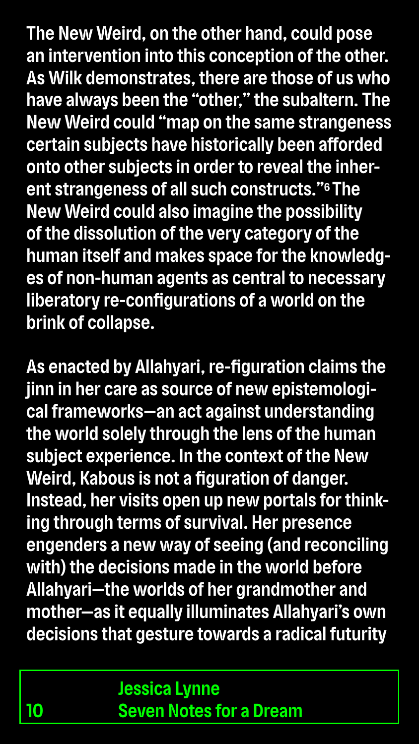The New Weird, on the other hand, could pose an intervention into this conception of the other. As Wilk demonstrates, there are those of us who have always been the "other," the subaltern. The New Weird could "map on the same strangeness certain subjects have historically been afforded onto other subjects in order to reveal the inherent strangeness of all such constructs."[6] The New Weird could also imagine the possibility of the dissolution of the very category of the human itself and makes space for the knowledges of non-human agents as central to necessary liberatory re-configurations of a world on the brink of collapse.

As enacted by Allahyari, re-figuration claims the jinn in her care as source of new epistemological frameworks—an act against understanding the world solely through the lens of the human subject experience. In the context of the New Weird, Kabous is not a figuration of danger. Instead, her visits open up new portals for thinking through terms of survival. Her presence engenders a new way of seeing (and reconciling with) the decisions made in the world before Allahyari—the worlds of her grandmother and mother—as it equally illuminates Allahyari's own decisions that gesture towards a radical futurity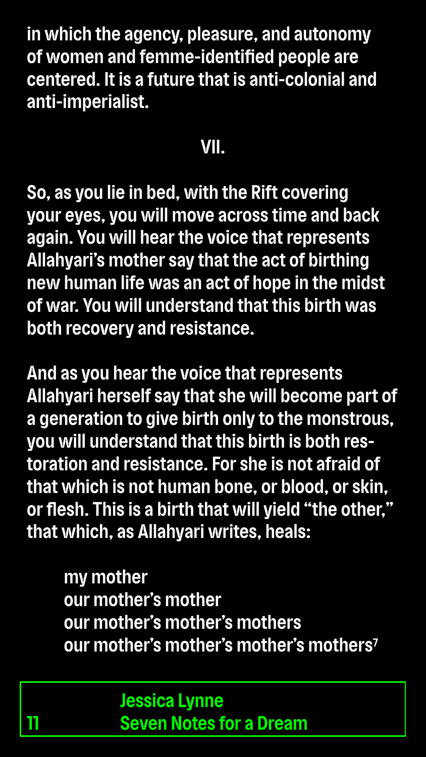in which the agency, pleasure, and autonomy of women and femme-identified people are centered. It is a future that is anti-colonial and anti-imperialist.

## VII.

So, as you lie in bed, with the Rift covering your eyes, you will move across time and back again. You will hear the voice that represents Allahyari's mother say that the act of birthing new human life was an act of hope in the midst of war. You will understand that this birth was both recovery and resistance.

And as you hear the voice that represents Allahyari herself say that she will become part of a generation to give birth only to the monstrous, you will understand that this birth is both restoration and resistance. For she is not afraid of that which is not human bone, or blood, or skin, or flesh. This is a birth that will yield "the other," that which, as Allahyari writes, heals:

> my mother
> our mother's mother
> our mother's mother's mothers
> our mother's mother's mother's mothers[7]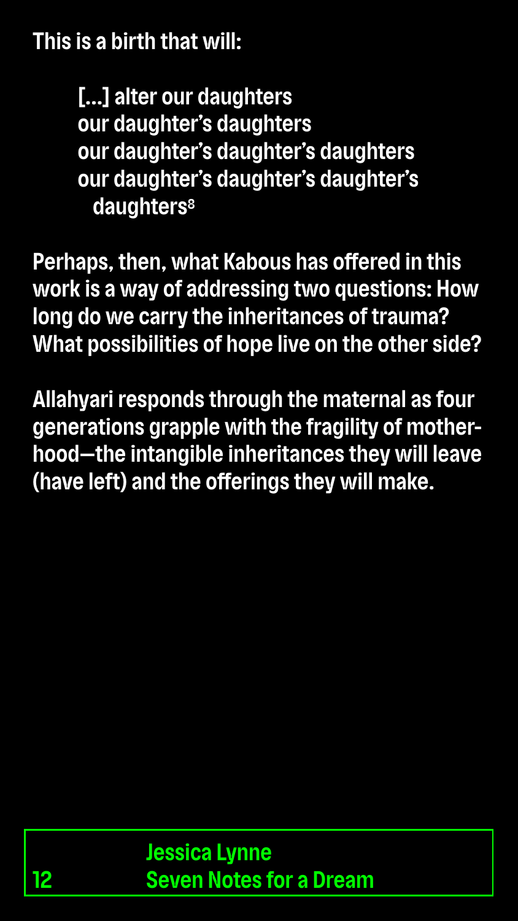This is a birth that will:

> [...] alter our daughters
> our daughter's daughters
> our daughter's daughter's daughters
> our daughter's daughter's daughter's
> daughters[8]

Perhaps, then, what Kabous has offered in this work is a way of addressing two questions: How long do we carry the inheritances of trauma? What possibilities of hope live on the other side?

Allahyari responds through the maternal as four generations grapple with the fragility of motherhood—the intangible inheritances they will leave (have left) and the offerings they will make.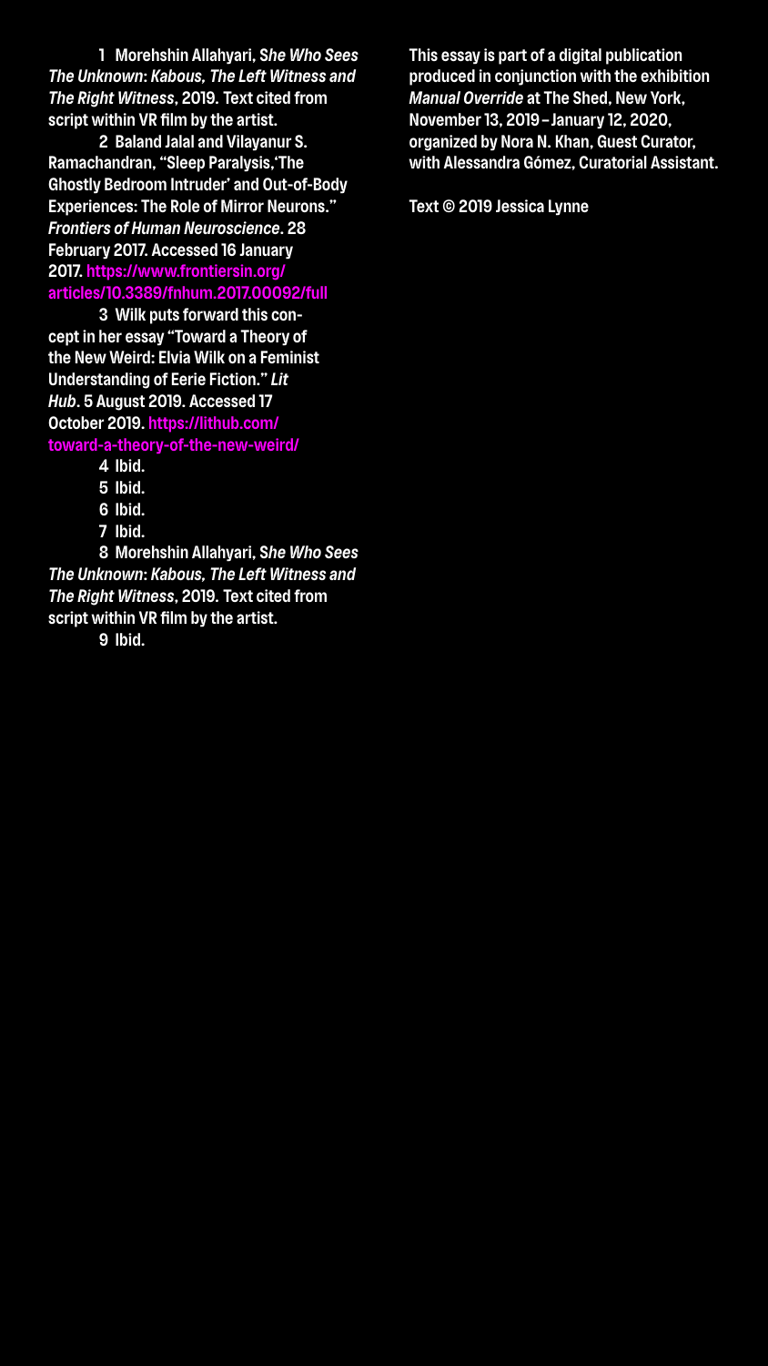1 Morehshin Allahyari, *She Who Sees The Unknown*: *Kabous, The Left Witness and The Right Witness*, 2019. Text cited from script within VR film by the artist.

2 Baland Jalal and Vilayanur S. Ramachandran, "Sleep Paralysis, 'The Ghostly Bedroom Intruder' and Out-of-Body Experiences: The Role of Mirror Neurons." *Frontiers of Human Neuroscience*. 28 February 2017. Accessed 16 January 2017. https://www.frontiersin.org/articles/10.3389/fnhum.2017.00092/full

3 Wilk puts forward this concept in her essay "Toward a Theory of the New Weird: Elvia Wilk on a Feminist Understanding of Eerie Fiction." *Lit Hub*. 5 August 2019. Accessed 17 October 2019. https://lithub.com/toward-a-theory-of-the-new-weird/

4 Ibid.

5 Ibid.

6 Ibid.

7 Ibid.

8 Morehshin Allahyari, *She Who Sees The Unknown*: *Kabous, The Left Witness and The Right Witness*, 2019. Text cited from script within VR film by the artist.

9 Ibid.

This essay is part of a digital publication produced in conjunction with the exhibition *Manual Override* at The Shed, New York, November 13, 2019 – January 12, 2020, organized by Nora N. Khan, Guest Curator, with Alessandra Gómez, Curatorial Assistant.

Text © 2019 Jessica Lynne